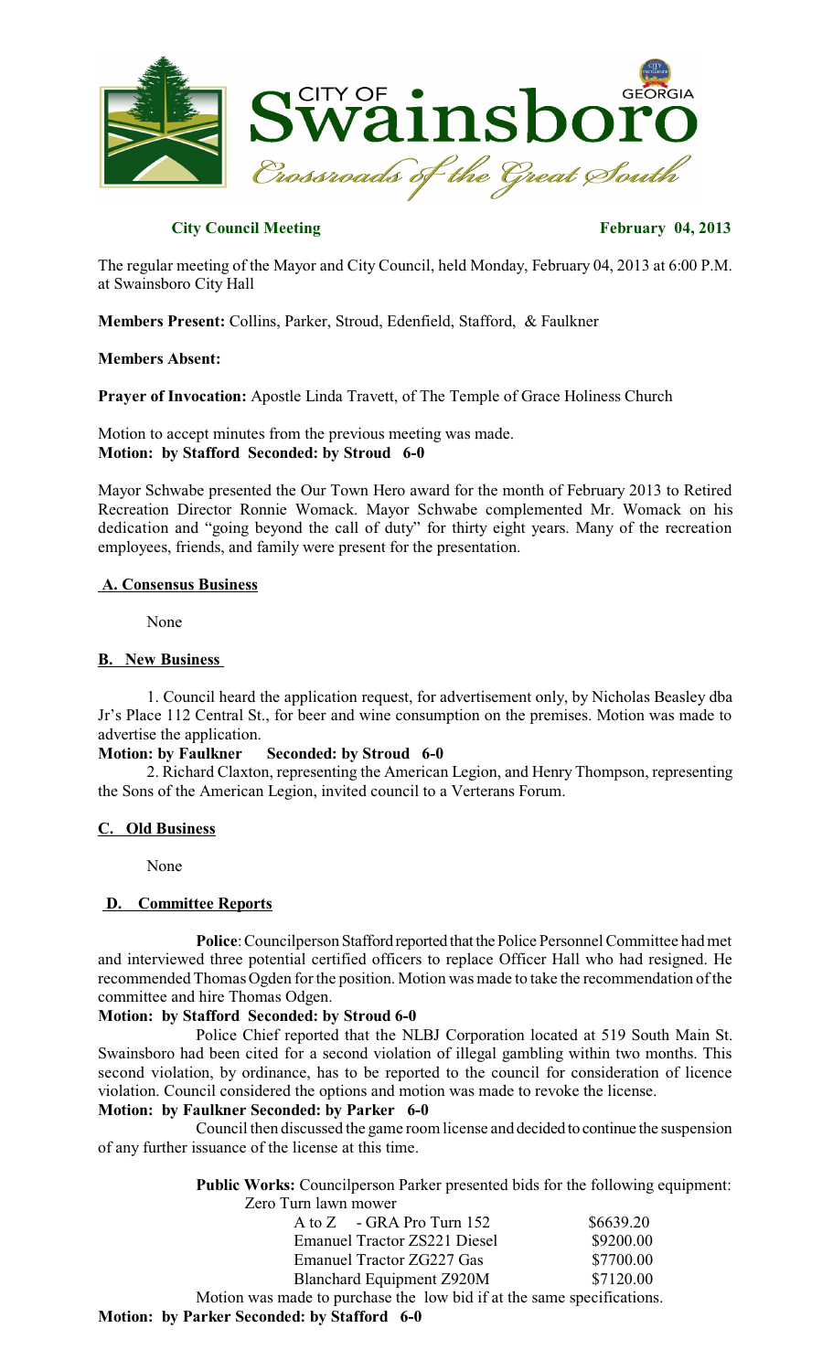CITY OF **Swainsboro** GEORGIA
*Crossroads of the Great South*

**City Council Meeting** **February 04, 2013**

The regular meeting of the Mayor and City Council, held Monday, February 04, 2013 at 6:00 P.M. at Swainsboro City Hall

**Members Present:** Collins, Parker, Stroud, Edenfield, Stafford, & Faulkner

**Members Absent:**

**Prayer of Invocation:** Apostle Linda Travett, of The Temple of Grace Holiness Church

Motion to accept minutes from the previous meeting was made.
**Motion: by Stafford Seconded: by Stroud 6-0**

Mayor Schwabe presented the Our Town Hero award for the month of February 2013 to Retired Recreation Director Ronnie Womack. Mayor Schwabe complemented Mr. Womack on his dedication and "going beyond the call of duty" for thirty eight years. Many of the recreation employees, friends, and family were present for the presentation.

## A. Consensus Business

None

## B. New Business

1. Council heard the application request, for advertisement only, by Nicholas Beasley dba Jr's Place 112 Central St., for beer and wine consumption on the premises. Motion was made to advertise the application.
**Motion: by Faulkner Seconded: by Stroud 6-0**

2. Richard Claxton, representing the American Legion, and Henry Thompson, representing the Sons of the American Legion, invited council to a Verterans Forum.

## C. Old Business

None

## D. Committee Reports

**Police**: Councilperson Stafford reported that the Police Personnel Committee had met and interviewed three potential certified officers to replace Officer Hall who had resigned. He recommended Thomas Ogden for the position. Motion was made to take the recommendation of the committee and hire Thomas Odgen.
**Motion: by Stafford Seconded: by Stroud 6-0**

Police Chief reported that the NLBJ Corporation located at 519 South Main St. Swainsboro had been cited for a second violation of illegal gambling within two months. This second violation, by ordinance, has to be reported to the council for consideration of licence violation. Council considered the options and motion was made to revoke the license.
**Motion: by Faulkner Seconded: by Parker 6-0**

Council then discussed the game room license and decided to continue the suspension of any further issuance of the license at this time.

**Public Works:** Councilperson Parker presented bids for the following equipment:

Zero Turn lawn mower

| | |
|---|---|
| A to Z - GRA Pro Turn 152 | \$6639.20 |
| Emanuel Tractor ZS221 Diesel | \$9200.00 |
| Emanuel Tractor ZG227 Gas | \$7700.00 |
| Blanchard Equipment Z920M | \$7120.00 |

Motion was made to purchase the low bid if at the same specifications.
**Motion: by Parker Seconded: by Stafford 6-0**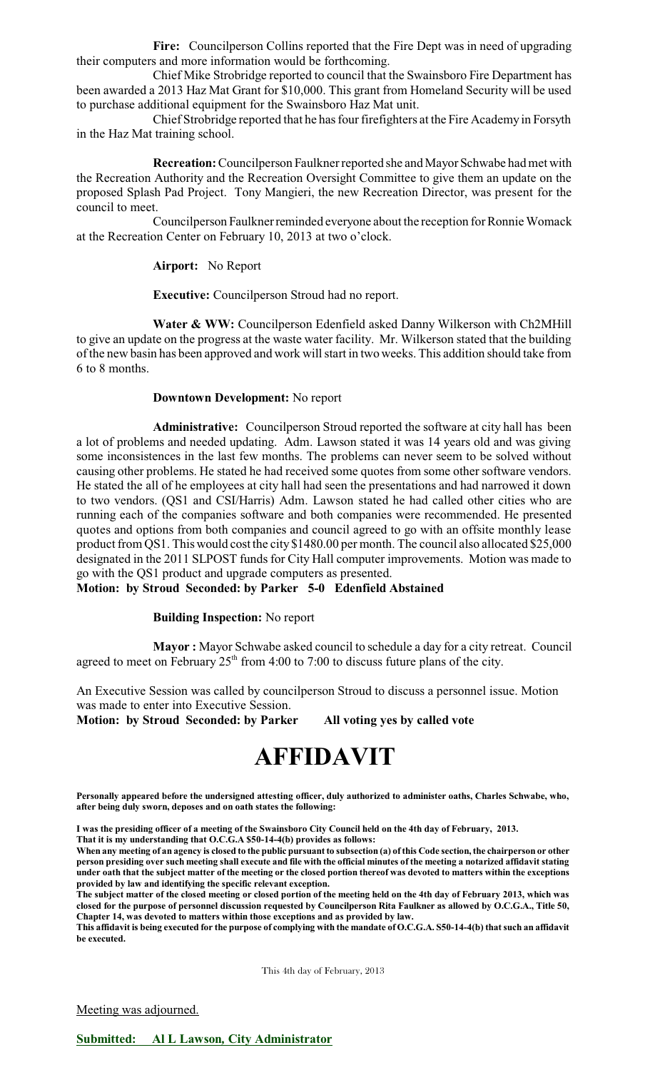**Fire:** Councilperson Collins reported that the Fire Dept was in need of upgrading their computers and more information would be forthcoming.

Chief Mike Strobridge reported to council that the Swainsboro Fire Department has been awarded a 2013 Haz Mat Grant for $10,000. This grant from Homeland Security will be used to purchase additional equipment for the Swainsboro Haz Mat unit.

Chief Strobridge reported that he has four firefighters at the Fire Academy in Forsyth in the Haz Mat training school.

**Recreation:** Councilperson Faulkner reported she and Mayor Schwabe had met with the Recreation Authority and the Recreation Oversight Committee to give them an update on the proposed Splash Pad Project. Tony Mangieri, the new Recreation Director, was present for the council to meet.

Councilperson Faulkner reminded everyone about the reception for Ronnie Womack at the Recreation Center on February 10, 2013 at two o'clock.

**Airport:** No Report

**Executive:** Councilperson Stroud had no report.

**Water & WW:** Councilperson Edenfield asked Danny Wilkerson with Ch2MHill to give an update on the progress at the waste water facility. Mr. Wilkerson stated that the building of the new basin has been approved and work will start in two weeks. This addition should take from 6 to 8 months.

**Downtown Development:** No report

**Administrative:** Councilperson Stroud reported the software at city hall has been a lot of problems and needed updating. Adm. Lawson stated it was 14 years old and was giving some inconsistences in the last few months. The problems can never seem to be solved without causing other problems. He stated he had received some quotes from some other software vendors. He stated the all of he employees at city hall had seen the presentations and had narrowed it down to two vendors. (QS1 and CSI/Harris) Adm. Lawson stated he had called other cities who are running each of the companies software and both companies were recommended. He presented quotes and options from both companies and council agreed to go with an offsite monthly lease product from QS1. This would cost the city $1480.00 per month. The council also allocated $25,000 designated in the 2011 SLPOST funds for City Hall computer improvements. Motion was made to go with the QS1 product and upgrade computers as presented.

**Motion: by Stroud Seconded: by Parker 5-0 Edenfield Abstained**

**Building Inspection:** No report

**Mayor :** Mayor Schwabe asked council to schedule a day for a city retreat. Council agreed to meet on February 25th from 4:00 to 7:00 to discuss future plans of the city.

An Executive Session was called by councilperson Stroud to discuss a personnel issue. Motion was made to enter into Executive Session.

**Motion: by Stroud Seconded: by Parker All voting yes by called vote**

# AFFIDAVIT

**Personally appeared before the undersigned attesting officer, duly authorized to administer oaths, Charles Schwabe, who, after being duly sworn, deposes and on oath states the following:**

**I was the presiding officer of a meeting of the Swainsboro City Council held on the 4th day of February, 2013.**
**That it is my understanding that O.C.G.A $50-14-4(b) provides as follows:**
**When any meeting of an agency is closed to the public pursuant to subsection (a) of this Code section, the chairperson or other person presiding over such meeting shall execute and file with the official minutes of the meeting a notarized affidavit stating under oath that the subject matter of the meeting or the closed portion thereof was devoted to matters within the exceptions provided by law and identifying the specific relevant exception.**
**The subject matter of the closed meeting or closed portion of the meeting held on the 4th day of February 2013, which was closed for the purpose of personnel discussion requested by Councilperson Rita Faulkner as allowed by O.C.G.A., Title 50, Chapter 14, was devoted to matters within those exceptions and as provided by law.**
**This affidavit is being executed for the purpose of complying with the mandate of O.C.G.A. S50-14-4(b) that such an affidavit be executed.**

This 4th day of February, 2013

Meeting was adjourned.

**Submitted: Al L Lawson, City Administrator**